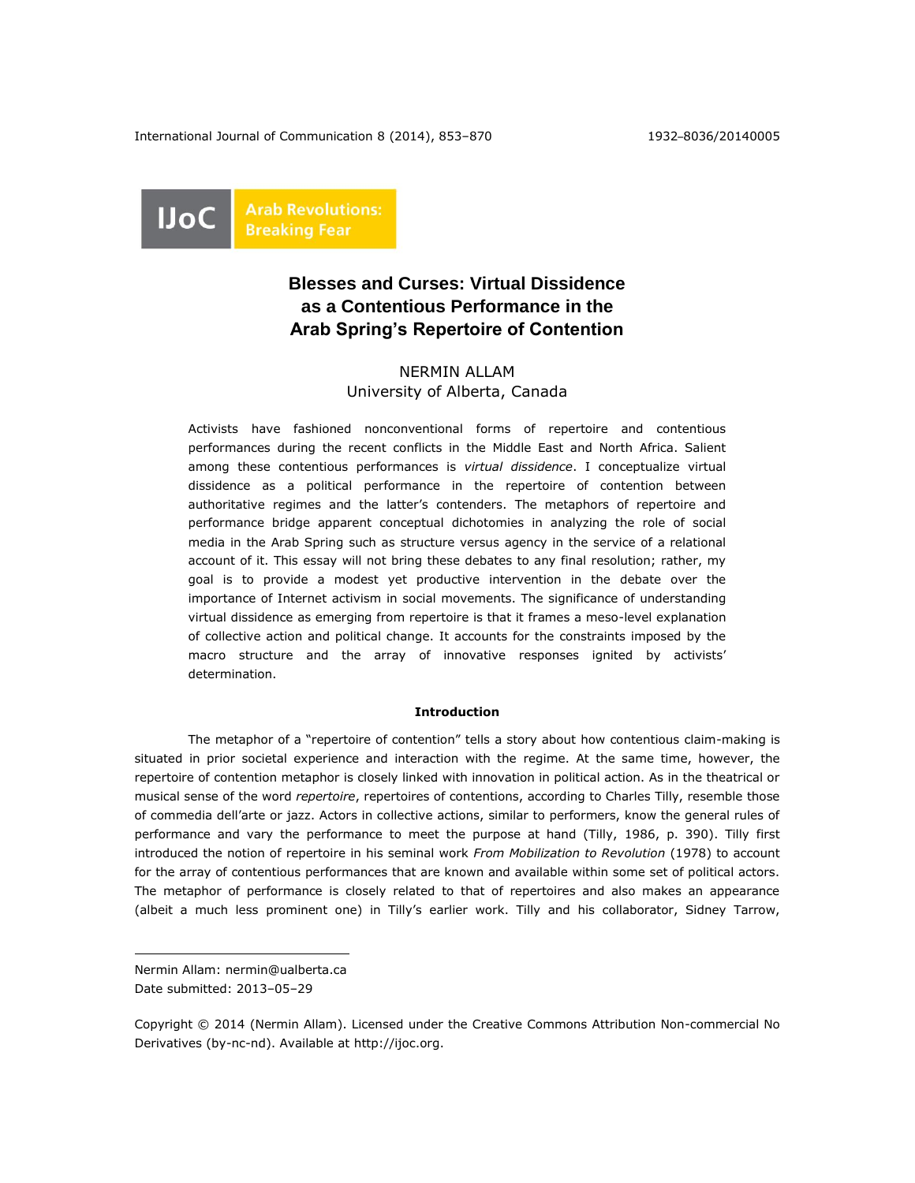IJoC Arab Revolutions: Breaking Fear

# Blesses and Curses: Virtual Dissidence as a Contentious Performance in the Arab Spring's Repertoire of Contention

NERMIN ALLAM
University of Alberta, Canada

Activists have fashioned nonconventional forms of repertoire and contentious performances during the recent conflicts in the Middle East and North Africa. Salient among these contentious performances is *virtual dissidence*. I conceptualize virtual dissidence as a political performance in the repertoire of contention between authoritative regimes and the latter's contenders. The metaphors of repertoire and performance bridge apparent conceptual dichotomies in analyzing the role of social media in the Arab Spring such as structure versus agency in the service of a relational account of it. This essay will not bring these debates to any final resolution; rather, my goal is to provide a modest yet productive intervention in the debate over the importance of Internet activism in social movements. The significance of understanding virtual dissidence as emerging from repertoire is that it frames a meso-level explanation of collective action and political change. It accounts for the constraints imposed by the macro structure and the array of innovative responses ignited by activists' determination.

## Introduction

The metaphor of a "repertoire of contention" tells a story about how contentious claim-making is situated in prior societal experience and interaction with the regime. At the same time, however, the repertoire of contention metaphor is closely linked with innovation in political action. As in the theatrical or musical sense of the word *repertoire*, repertoires of contentions, according to Charles Tilly, resemble those of commedia dell'arte or jazz. Actors in collective actions, similar to performers, know the general rules of performance and vary the performance to meet the purpose at hand (Tilly, 1986, p. 390). Tilly first introduced the notion of repertoire in his seminal work *From Mobilization to Revolution* (1978) to account for the array of contentious performances that are known and available within some set of political actors. The metaphor of performance is closely related to that of repertoires and also makes an appearance (albeit a much less prominent one) in Tilly's earlier work. Tilly and his collaborator, Sidney Tarrow,

---

Nermin Allam: nermin@ualberta.ca
Date submitted: 2013–05–29

Copyright © 2014 (Nermin Allam). Licensed under the Creative Commons Attribution Non-commercial No Derivatives (by-nc-nd). Available at http://ijoc.org.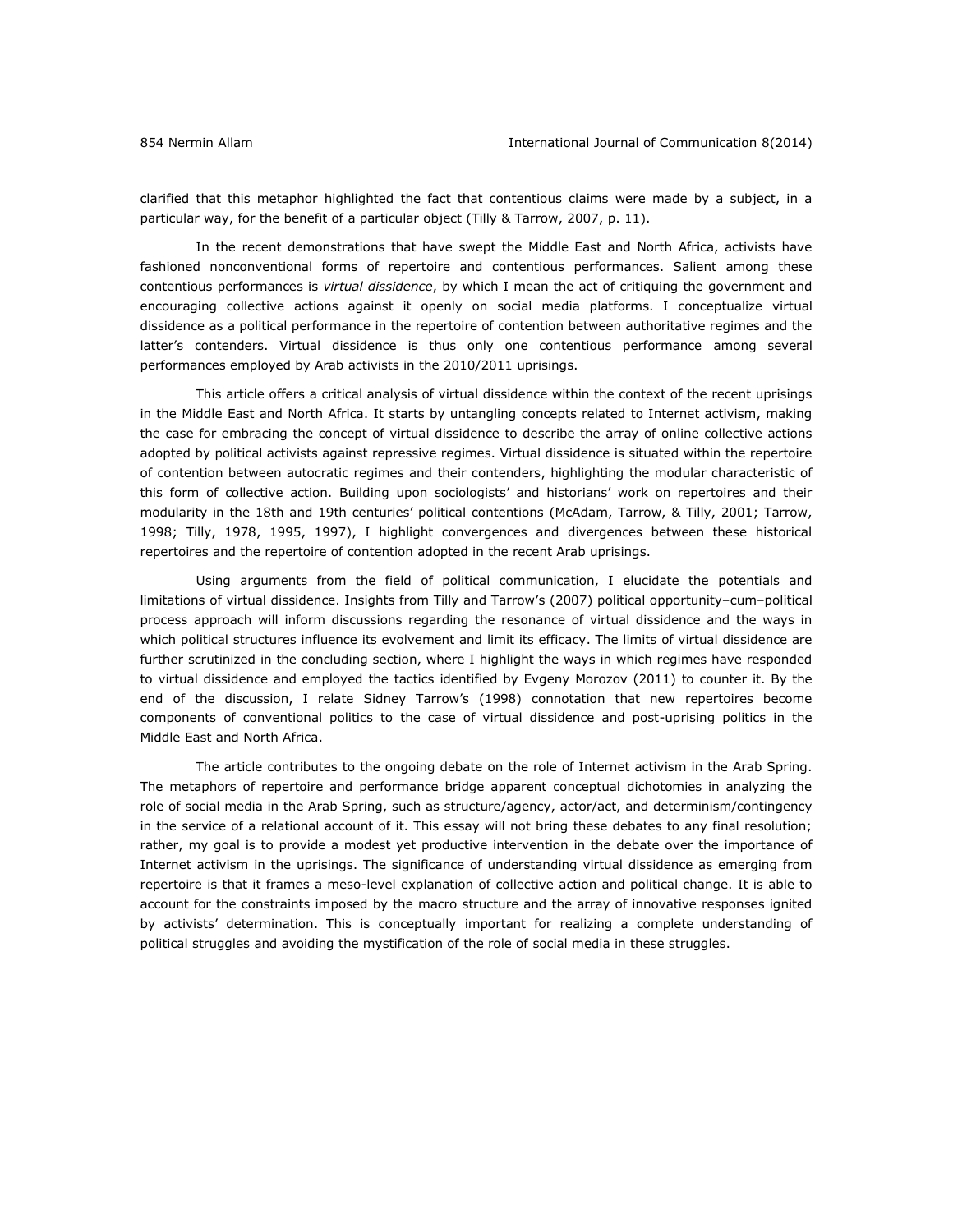clarified that this metaphor highlighted the fact that contentious claims were made by a subject, in a particular way, for the benefit of a particular object (Tilly & Tarrow, 2007, p. 11).

In the recent demonstrations that have swept the Middle East and North Africa, activists have fashioned nonconventional forms of repertoire and contentious performances. Salient among these contentious performances is *virtual dissidence*, by which I mean the act of critiquing the government and encouraging collective actions against it openly on social media platforms. I conceptualize virtual dissidence as a political performance in the repertoire of contention between authoritative regimes and the latter's contenders. Virtual dissidence is thus only one contentious performance among several performances employed by Arab activists in the 2010/2011 uprisings.

This article offers a critical analysis of virtual dissidence within the context of the recent uprisings in the Middle East and North Africa. It starts by untangling concepts related to Internet activism, making the case for embracing the concept of virtual dissidence to describe the array of online collective actions adopted by political activists against repressive regimes. Virtual dissidence is situated within the repertoire of contention between autocratic regimes and their contenders, highlighting the modular characteristic of this form of collective action. Building upon sociologists' and historians' work on repertoires and their modularity in the 18th and 19th centuries' political contentions (McAdam, Tarrow, & Tilly, 2001; Tarrow, 1998; Tilly, 1978, 1995, 1997), I highlight convergences and divergences between these historical repertoires and the repertoire of contention adopted in the recent Arab uprisings.

Using arguments from the field of political communication, I elucidate the potentials and limitations of virtual dissidence. Insights from Tilly and Tarrow's (2007) political opportunity–cum–political process approach will inform discussions regarding the resonance of virtual dissidence and the ways in which political structures influence its evolvement and limit its efficacy. The limits of virtual dissidence are further scrutinized in the concluding section, where I highlight the ways in which regimes have responded to virtual dissidence and employed the tactics identified by Evgeny Morozov (2011) to counter it. By the end of the discussion, I relate Sidney Tarrow's (1998) connotation that new repertoires become components of conventional politics to the case of virtual dissidence and post-uprising politics in the Middle East and North Africa.

The article contributes to the ongoing debate on the role of Internet activism in the Arab Spring. The metaphors of repertoire and performance bridge apparent conceptual dichotomies in analyzing the role of social media in the Arab Spring, such as structure/agency, actor/act, and determinism/contingency in the service of a relational account of it. This essay will not bring these debates to any final resolution; rather, my goal is to provide a modest yet productive intervention in the debate over the importance of Internet activism in the uprisings. The significance of understanding virtual dissidence as emerging from repertoire is that it frames a meso-level explanation of collective action and political change. It is able to account for the constraints imposed by the macro structure and the array of innovative responses ignited by activists' determination. This is conceptually important for realizing a complete understanding of political struggles and avoiding the mystification of the role of social media in these struggles.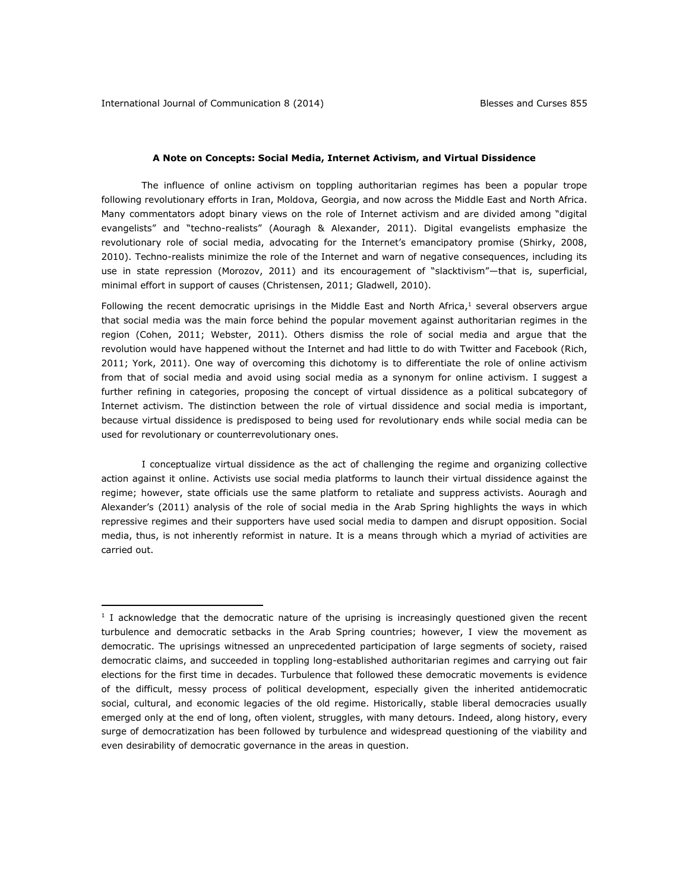### A Note on Concepts: Social Media, Internet Activism, and Virtual Dissidence

The influence of online activism on toppling authoritarian regimes has been a popular trope following revolutionary efforts in Iran, Moldova, Georgia, and now across the Middle East and North Africa. Many commentators adopt binary views on the role of Internet activism and are divided among "digital evangelists" and "techno-realists" (Aouragh & Alexander, 2011). Digital evangelists emphasize the revolutionary role of social media, advocating for the Internet's emancipatory promise (Shirky, 2008, 2010). Techno-realists minimize the role of the Internet and warn of negative consequences, including its use in state repression (Morozov, 2011) and its encouragement of "slacktivism"—that is, superficial, minimal effort in support of causes (Christensen, 2011; Gladwell, 2010).

Following the recent democratic uprisings in the Middle East and North Africa,[1] several observers argue that social media was the main force behind the popular movement against authoritarian regimes in the region (Cohen, 2011; Webster, 2011). Others dismiss the role of social media and argue that the revolution would have happened without the Internet and had little to do with Twitter and Facebook (Rich, 2011; York, 2011). One way of overcoming this dichotomy is to differentiate the role of online activism from that of social media and avoid using social media as a synonym for online activism. I suggest a further refining in categories, proposing the concept of virtual dissidence as a political subcategory of Internet activism. The distinction between the role of virtual dissidence and social media is important, because virtual dissidence is predisposed to being used for revolutionary ends while social media can be used for revolutionary or counterrevolutionary ones.

I conceptualize virtual dissidence as the act of challenging the regime and organizing collective action against it online. Activists use social media platforms to launch their virtual dissidence against the regime; however, state officials use the same platform to retaliate and suppress activists. Aouragh and Alexander's (2011) analysis of the role of social media in the Arab Spring highlights the ways in which repressive regimes and their supporters have used social media to dampen and disrupt opposition. Social media, thus, is not inherently reformist in nature. It is a means through which a myriad of activities are carried out.

---

[1] I acknowledge that the democratic nature of the uprising is increasingly questioned given the recent turbulence and democratic setbacks in the Arab Spring countries; however, I view the movement as democratic. The uprisings witnessed an unprecedented participation of large segments of society, raised democratic claims, and succeeded in toppling long-established authoritarian regimes and carrying out fair elections for the first time in decades. Turbulence that followed these democratic movements is evidence of the difficult, messy process of political development, especially given the inherited antidemocratic social, cultural, and economic legacies of the old regime. Historically, stable liberal democracies usually emerged only at the end of long, often violent, struggles, with many detours. Indeed, along history, every surge of democratization has been followed by turbulence and widespread questioning of the viability and even desirability of democratic governance in the areas in question.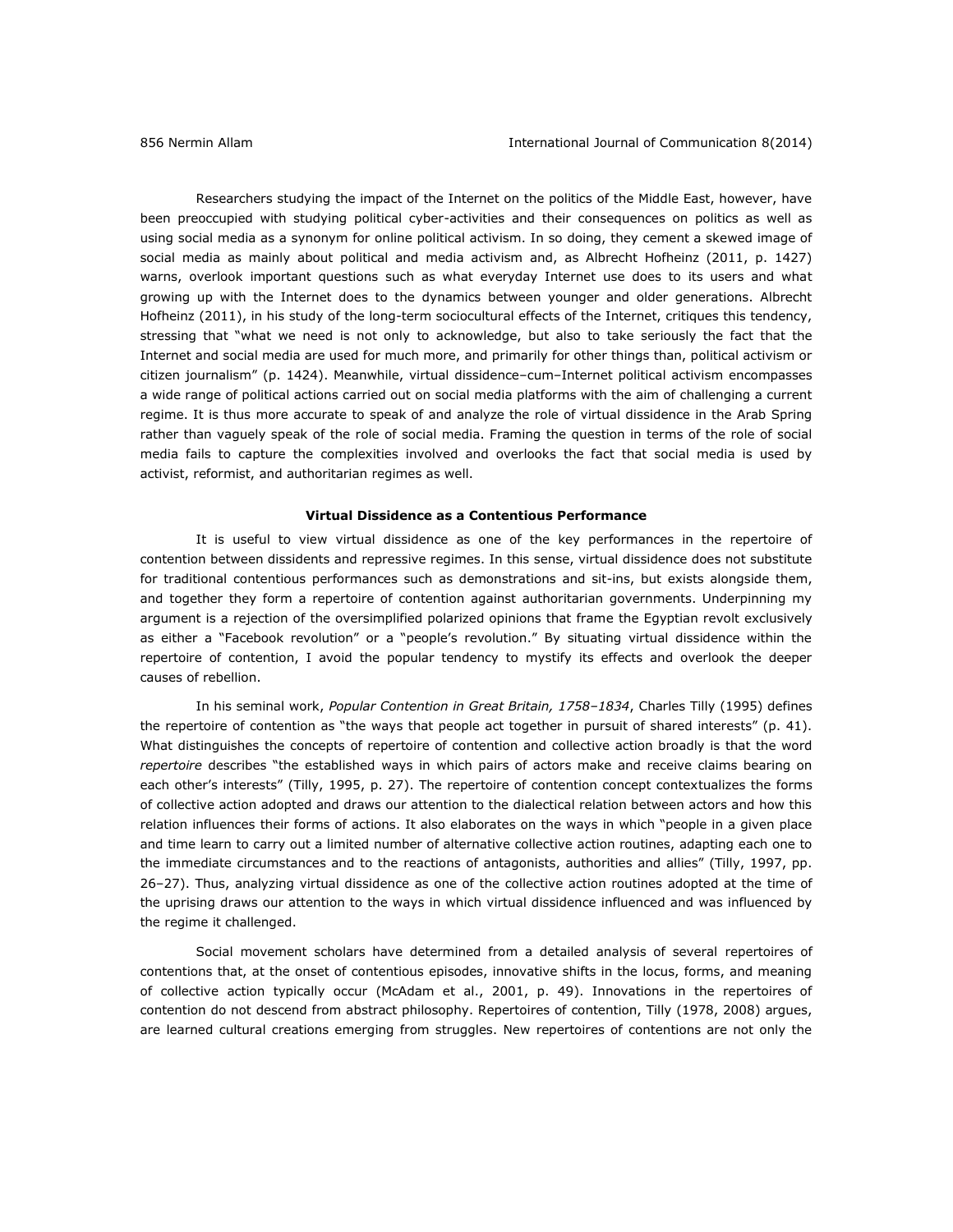Researchers studying the impact of the Internet on the politics of the Middle East, however, have been preoccupied with studying political cyber-activities and their consequences on politics as well as using social media as a synonym for online political activism. In so doing, they cement a skewed image of social media as mainly about political and media activism and, as Albrecht Hofheinz (2011, p. 1427) warns, overlook important questions such as what everyday Internet use does to its users and what growing up with the Internet does to the dynamics between younger and older generations. Albrecht Hofheinz (2011), in his study of the long-term sociocultural effects of the Internet, critiques this tendency, stressing that "what we need is not only to acknowledge, but also to take seriously the fact that the Internet and social media are used for much more, and primarily for other things than, political activism or citizen journalism" (p. 1424). Meanwhile, virtual dissidence–cum–Internet political activism encompasses a wide range of political actions carried out on social media platforms with the aim of challenging a current regime. It is thus more accurate to speak of and analyze the role of virtual dissidence in the Arab Spring rather than vaguely speak of the role of social media. Framing the question in terms of the role of social media fails to capture the complexities involved and overlooks the fact that social media is used by activist, reformist, and authoritarian regimes as well.

## Virtual Dissidence as a Contentious Performance

It is useful to view virtual dissidence as one of the key performances in the repertoire of contention between dissidents and repressive regimes. In this sense, virtual dissidence does not substitute for traditional contentious performances such as demonstrations and sit-ins, but exists alongside them, and together they form a repertoire of contention against authoritarian governments. Underpinning my argument is a rejection of the oversimplified polarized opinions that frame the Egyptian revolt exclusively as either a "Facebook revolution" or a "people's revolution." By situating virtual dissidence within the repertoire of contention, I avoid the popular tendency to mystify its effects and overlook the deeper causes of rebellion.

In his seminal work, *Popular Contention in Great Britain, 1758–1834*, Charles Tilly (1995) defines the repertoire of contention as "the ways that people act together in pursuit of shared interests" (p. 41). What distinguishes the concepts of repertoire of contention and collective action broadly is that the word *repertoire* describes "the established ways in which pairs of actors make and receive claims bearing on each other's interests" (Tilly, 1995, p. 27). The repertoire of contention concept contextualizes the forms of collective action adopted and draws our attention to the dialectical relation between actors and how this relation influences their forms of actions. It also elaborates on the ways in which "people in a given place and time learn to carry out a limited number of alternative collective action routines, adapting each one to the immediate circumstances and to the reactions of antagonists, authorities and allies" (Tilly, 1997, pp. 26–27). Thus, analyzing virtual dissidence as one of the collective action routines adopted at the time of the uprising draws our attention to the ways in which virtual dissidence influenced and was influenced by the regime it challenged.

Social movement scholars have determined from a detailed analysis of several repertoires of contentions that, at the onset of contentious episodes, innovative shifts in the locus, forms, and meaning of collective action typically occur (McAdam et al., 2001, p. 49). Innovations in the repertoires of contention do not descend from abstract philosophy. Repertoires of contention, Tilly (1978, 2008) argues, are learned cultural creations emerging from struggles. New repertoires of contentions are not only the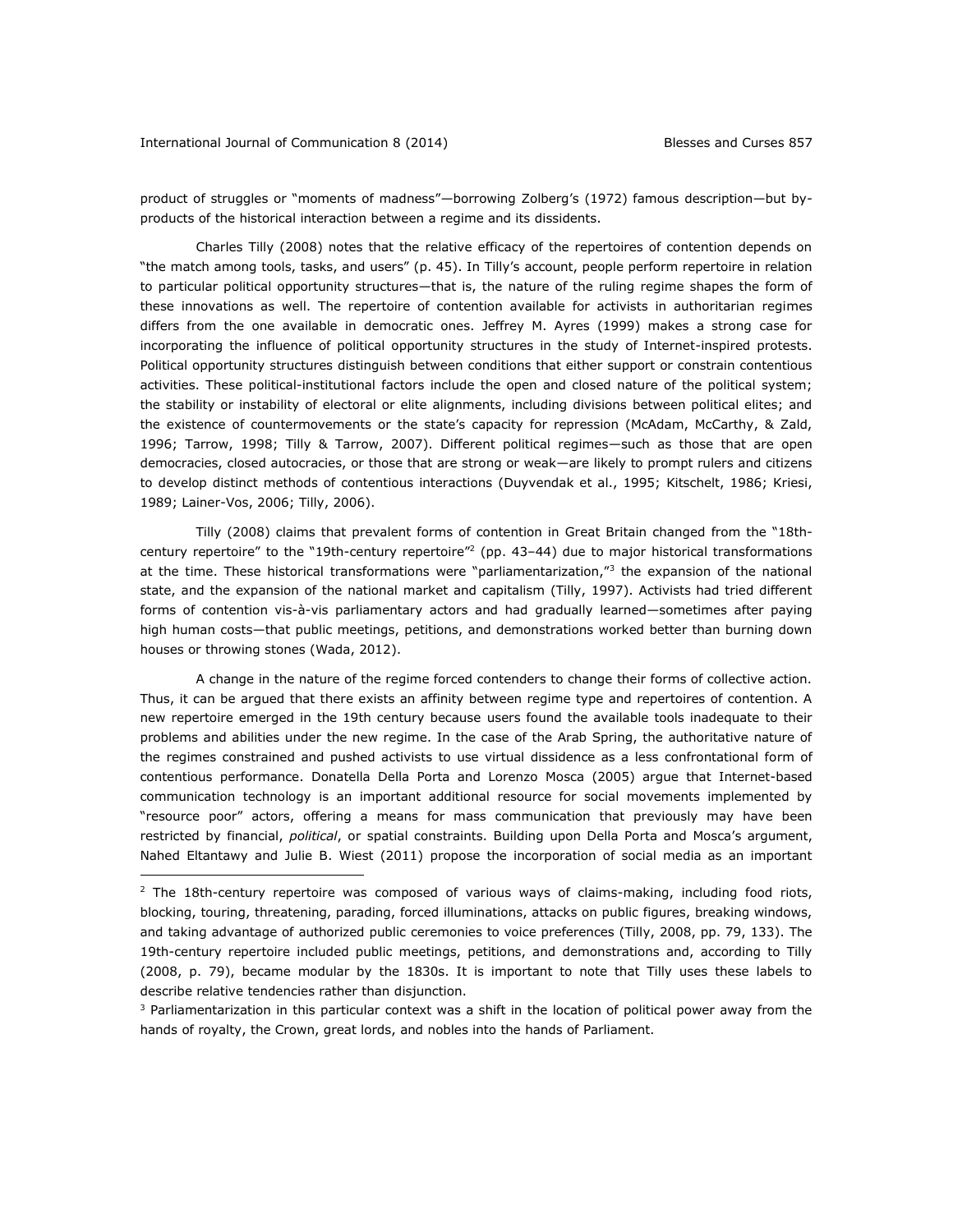product of struggles or "moments of madness"—borrowing Zolberg's (1972) famous description—but by-products of the historical interaction between a regime and its dissidents.

Charles Tilly (2008) notes that the relative efficacy of the repertoires of contention depends on "the match among tools, tasks, and users" (p. 45). In Tilly's account, people perform repertoire in relation to particular political opportunity structures—that is, the nature of the ruling regime shapes the form of these innovations as well. The repertoire of contention available for activists in authoritarian regimes differs from the one available in democratic ones. Jeffrey M. Ayres (1999) makes a strong case for incorporating the influence of political opportunity structures in the study of Internet-inspired protests. Political opportunity structures distinguish between conditions that either support or constrain contentious activities. These political-institutional factors include the open and closed nature of the political system; the stability or instability of electoral or elite alignments, including divisions between political elites; and the existence of countermovements or the state's capacity for repression (McAdam, McCarthy, & Zald, 1996; Tarrow, 1998; Tilly & Tarrow, 2007). Different political regimes—such as those that are open democracies, closed autocracies, or those that are strong or weak—are likely to prompt rulers and citizens to develop distinct methods of contentious interactions (Duyvendak et al., 1995; Kitschelt, 1986; Kriesi, 1989; Lainer-Vos, 2006; Tilly, 2006).

Tilly (2008) claims that prevalent forms of contention in Great Britain changed from the "18th-century repertoire" to the "19th-century repertoire"[2] (pp. 43–44) due to major historical transformations at the time. These historical transformations were "parliamentarization,"[3] the expansion of the national state, and the expansion of the national market and capitalism (Tilly, 1997). Activists had tried different forms of contention vis-à-vis parliamentary actors and had gradually learned—sometimes after paying high human costs—that public meetings, petitions, and demonstrations worked better than burning down houses or throwing stones (Wada, 2012).

A change in the nature of the regime forced contenders to change their forms of collective action. Thus, it can be argued that there exists an affinity between regime type and repertoires of contention. A new repertoire emerged in the 19th century because users found the available tools inadequate to their problems and abilities under the new regime. In the case of the Arab Spring, the authoritative nature of the regimes constrained and pushed activists to use virtual dissidence as a less confrontational form of contentious performance. Donatella Della Porta and Lorenzo Mosca (2005) argue that Internet-based communication technology is an important additional resource for social movements implemented by "resource poor" actors, offering a means for mass communication that previously may have been restricted by financial, *political*, or spatial constraints. Building upon Della Porta and Mosca's argument, Nahed Eltantawy and Julie B. Wiest (2011) propose the incorporation of social media as an important

---

[2] The 18th-century repertoire was composed of various ways of claims-making, including food riots, blocking, touring, threatening, parading, forced illuminations, attacks on public figures, breaking windows, and taking advantage of authorized public ceremonies to voice preferences (Tilly, 2008, pp. 79, 133). The 19th-century repertoire included public meetings, petitions, and demonstrations and, according to Tilly (2008, p. 79), became modular by the 1830s. It is important to note that Tilly uses these labels to describe relative tendencies rather than disjunction.

[3] Parliamentarization in this particular context was a shift in the location of political power away from the hands of royalty, the Crown, great lords, and nobles into the hands of Parliament.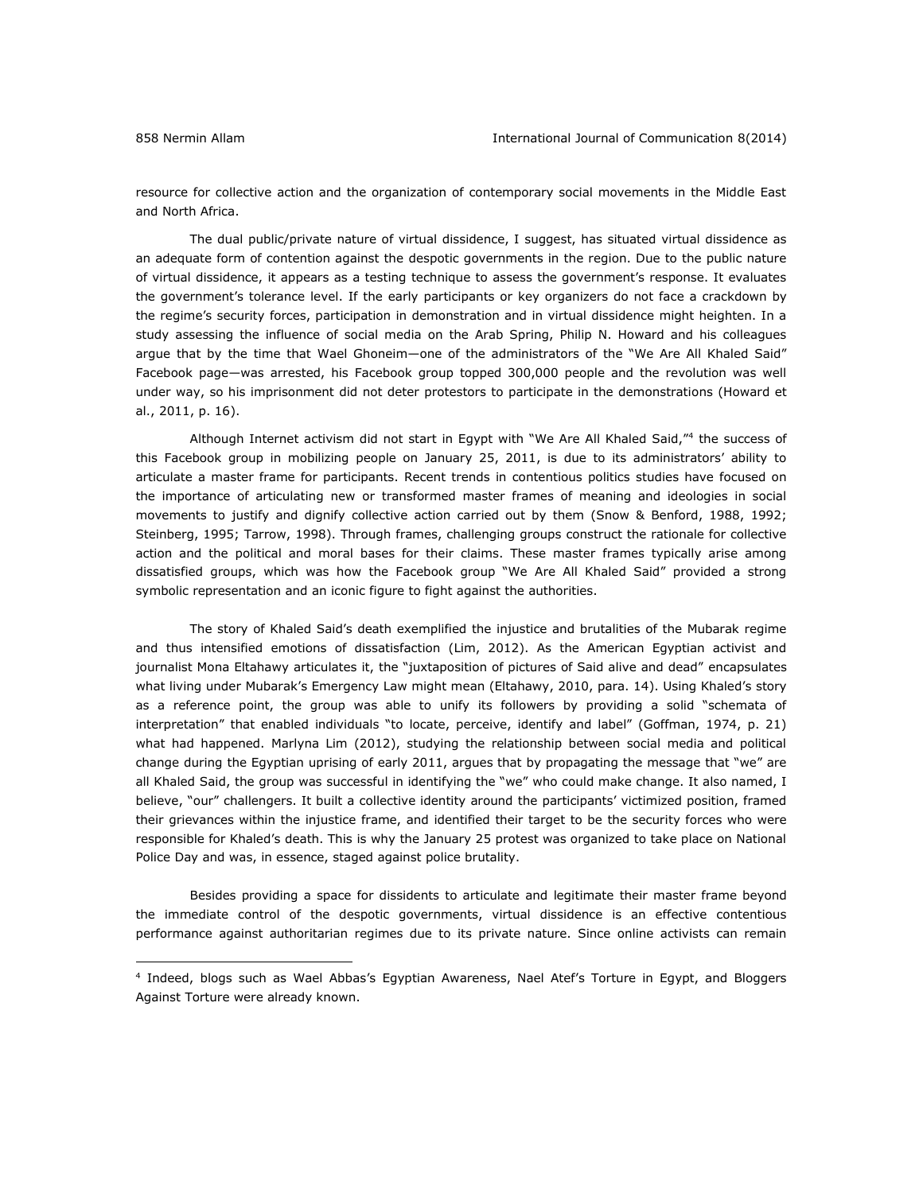resource for collective action and the organization of contemporary social movements in the Middle East and North Africa.

The dual public/private nature of virtual dissidence, I suggest, has situated virtual dissidence as an adequate form of contention against the despotic governments in the region. Due to the public nature of virtual dissidence, it appears as a testing technique to assess the government's response. It evaluates the government's tolerance level. If the early participants or key organizers do not face a crackdown by the regime's security forces, participation in demonstration and in virtual dissidence might heighten. In a study assessing the influence of social media on the Arab Spring, Philip N. Howard and his colleagues argue that by the time that Wael Ghoneim—one of the administrators of the "We Are All Khaled Said" Facebook page—was arrested, his Facebook group topped 300,000 people and the revolution was well under way, so his imprisonment did not deter protestors to participate in the demonstrations (Howard et al., 2011, p. 16).

Although Internet activism did not start in Egypt with "We Are All Khaled Said,"[4] the success of this Facebook group in mobilizing people on January 25, 2011, is due to its administrators' ability to articulate a master frame for participants. Recent trends in contentious politics studies have focused on the importance of articulating new or transformed master frames of meaning and ideologies in social movements to justify and dignify collective action carried out by them (Snow & Benford, 1988, 1992; Steinberg, 1995; Tarrow, 1998). Through frames, challenging groups construct the rationale for collective action and the political and moral bases for their claims. These master frames typically arise among dissatisfied groups, which was how the Facebook group "We Are All Khaled Said" provided a strong symbolic representation and an iconic figure to fight against the authorities.

The story of Khaled Said's death exemplified the injustice and brutalities of the Mubarak regime and thus intensified emotions of dissatisfaction (Lim, 2012). As the American Egyptian activist and journalist Mona Eltahawy articulates it, the "juxtaposition of pictures of Said alive and dead" encapsulates what living under Mubarak's Emergency Law might mean (Eltahawy, 2010, para. 14). Using Khaled's story as a reference point, the group was able to unify its followers by providing a solid "schemata of interpretation" that enabled individuals "to locate, perceive, identify and label" (Goffman, 1974, p. 21) what had happened. Marlyna Lim (2012), studying the relationship between social media and political change during the Egyptian uprising of early 2011, argues that by propagating the message that "we" are all Khaled Said, the group was successful in identifying the "we" who could make change. It also named, I believe, "our" challengers. It built a collective identity around the participants' victimized position, framed their grievances within the injustice frame, and identified their target to be the security forces who were responsible for Khaled's death. This is why the January 25 protest was organized to take place on National Police Day and was, in essence, staged against police brutality.

Besides providing a space for dissidents to articulate and legitimate their master frame beyond the immediate control of the despotic governments, virtual dissidence is an effective contentious performance against authoritarian regimes due to its private nature. Since online activists can remain

---

[4] Indeed, blogs such as Wael Abbas's Egyptian Awareness, Nael Atef's Torture in Egypt, and Bloggers Against Torture were already known.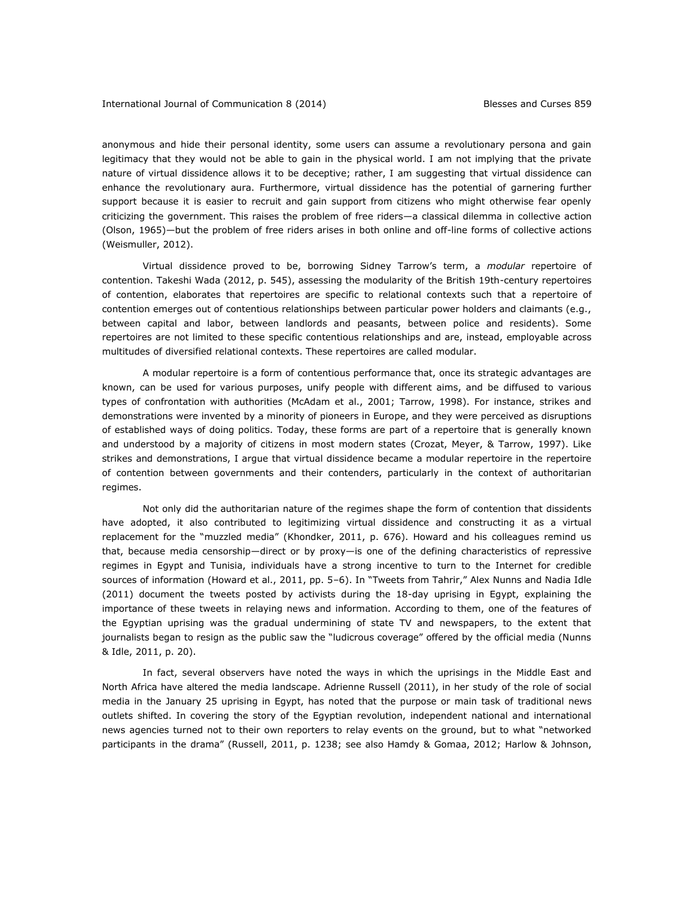anonymous and hide their personal identity, some users can assume a revolutionary persona and gain legitimacy that they would not be able to gain in the physical world. I am not implying that the private nature of virtual dissidence allows it to be deceptive; rather, I am suggesting that virtual dissidence can enhance the revolutionary aura. Furthermore, virtual dissidence has the potential of garnering further support because it is easier to recruit and gain support from citizens who might otherwise fear openly criticizing the government. This raises the problem of free riders—a classical dilemma in collective action (Olson, 1965)—but the problem of free riders arises in both online and off-line forms of collective actions (Weismuller, 2012).

Virtual dissidence proved to be, borrowing Sidney Tarrow's term, a *modular* repertoire of contention. Takeshi Wada (2012, p. 545), assessing the modularity of the British 19th-century repertoires of contention, elaborates that repertoires are specific to relational contexts such that a repertoire of contention emerges out of contentious relationships between particular power holders and claimants (e.g., between capital and labor, between landlords and peasants, between police and residents). Some repertoires are not limited to these specific contentious relationships and are, instead, employable across multitudes of diversified relational contexts. These repertoires are called modular.

A modular repertoire is a form of contentious performance that, once its strategic advantages are known, can be used for various purposes, unify people with different aims, and be diffused to various types of confrontation with authorities (McAdam et al., 2001; Tarrow, 1998). For instance, strikes and demonstrations were invented by a minority of pioneers in Europe, and they were perceived as disruptions of established ways of doing politics. Today, these forms are part of a repertoire that is generally known and understood by a majority of citizens in most modern states (Crozat, Meyer, & Tarrow, 1997). Like strikes and demonstrations, I argue that virtual dissidence became a modular repertoire in the repertoire of contention between governments and their contenders, particularly in the context of authoritarian regimes.

Not only did the authoritarian nature of the regimes shape the form of contention that dissidents have adopted, it also contributed to legitimizing virtual dissidence and constructing it as a virtual replacement for the "muzzled media" (Khondker, 2011, p. 676). Howard and his colleagues remind us that, because media censorship—direct or by proxy—is one of the defining characteristics of repressive regimes in Egypt and Tunisia, individuals have a strong incentive to turn to the Internet for credible sources of information (Howard et al., 2011, pp. 5–6). In "Tweets from Tahrir," Alex Nunns and Nadia Idle (2011) document the tweets posted by activists during the 18-day uprising in Egypt, explaining the importance of these tweets in relaying news and information. According to them, one of the features of the Egyptian uprising was the gradual undermining of state TV and newspapers, to the extent that journalists began to resign as the public saw the "ludicrous coverage" offered by the official media (Nunns & Idle, 2011, p. 20).

In fact, several observers have noted the ways in which the uprisings in the Middle East and North Africa have altered the media landscape. Adrienne Russell (2011), in her study of the role of social media in the January 25 uprising in Egypt, has noted that the purpose or main task of traditional news outlets shifted. In covering the story of the Egyptian revolution, independent national and international news agencies turned not to their own reporters to relay events on the ground, but to what "networked participants in the drama" (Russell, 2011, p. 1238; see also Hamdy & Gomaa, 2012; Harlow & Johnson,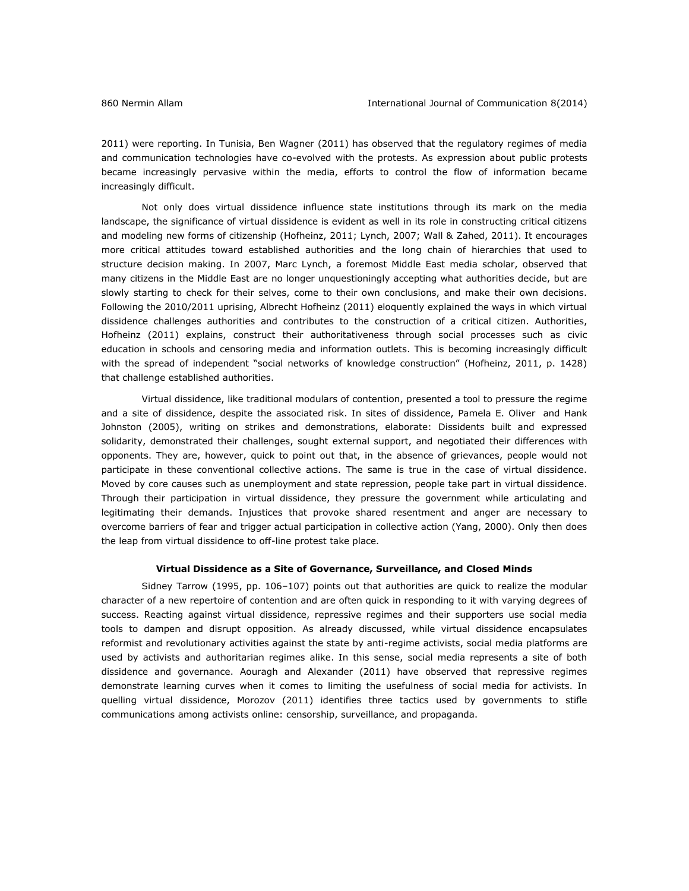2011) were reporting. In Tunisia, Ben Wagner (2011) has observed that the regulatory regimes of media and communication technologies have co-evolved with the protests. As expression about public protests became increasingly pervasive within the media, efforts to control the flow of information became increasingly difficult.

Not only does virtual dissidence influence state institutions through its mark on the media landscape, the significance of virtual dissidence is evident as well in its role in constructing critical citizens and modeling new forms of citizenship (Hofheinz, 2011; Lynch, 2007; Wall & Zahed, 2011). It encourages more critical attitudes toward established authorities and the long chain of hierarchies that used to structure decision making. In 2007, Marc Lynch, a foremost Middle East media scholar, observed that many citizens in the Middle East are no longer unquestioningly accepting what authorities decide, but are slowly starting to check for their selves, come to their own conclusions, and make their own decisions. Following the 2010/2011 uprising, Albrecht Hofheinz (2011) eloquently explained the ways in which virtual dissidence challenges authorities and contributes to the construction of a critical citizen. Authorities, Hofheinz (2011) explains, construct their authoritativeness through social processes such as civic education in schools and censoring media and information outlets. This is becoming increasingly difficult with the spread of independent "social networks of knowledge construction" (Hofheinz, 2011, p. 1428) that challenge established authorities.

Virtual dissidence, like traditional modulars of contention, presented a tool to pressure the regime and a site of dissidence, despite the associated risk. In sites of dissidence, Pamela E. Oliver and Hank Johnston (2005), writing on strikes and demonstrations, elaborate: Dissidents built and expressed solidarity, demonstrated their challenges, sought external support, and negotiated their differences with opponents. They are, however, quick to point out that, in the absence of grievances, people would not participate in these conventional collective actions. The same is true in the case of virtual dissidence. Moved by core causes such as unemployment and state repression, people take part in virtual dissidence. Through their participation in virtual dissidence, they pressure the government while articulating and legitimating their demands. Injustices that provoke shared resentment and anger are necessary to overcome barriers of fear and trigger actual participation in collective action (Yang, 2000). Only then does the leap from virtual dissidence to off-line protest take place.

### Virtual Dissidence as a Site of Governance, Surveillance, and Closed Minds

Sidney Tarrow (1995, pp. 106–107) points out that authorities are quick to realize the modular character of a new repertoire of contention and are often quick in responding to it with varying degrees of success. Reacting against virtual dissidence, repressive regimes and their supporters use social media tools to dampen and disrupt opposition. As already discussed, while virtual dissidence encapsulates reformist and revolutionary activities against the state by anti-regime activists, social media platforms are used by activists and authoritarian regimes alike. In this sense, social media represents a site of both dissidence and governance. Aouragh and Alexander (2011) have observed that repressive regimes demonstrate learning curves when it comes to limiting the usefulness of social media for activists. In quelling virtual dissidence, Morozov (2011) identifies three tactics used by governments to stifle communications among activists online: censorship, surveillance, and propaganda.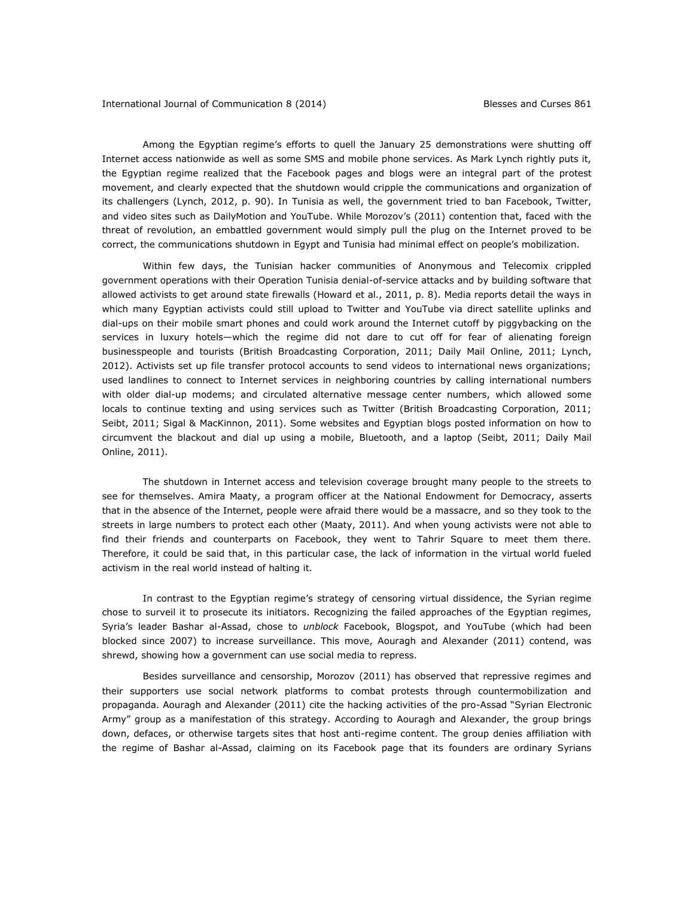Among the Egyptian regime's efforts to quell the January 25 demonstrations were shutting off Internet access nationwide as well as some SMS and mobile phone services. As Mark Lynch rightly puts it, the Egyptian regime realized that the Facebook pages and blogs were an integral part of the protest movement, and clearly expected that the shutdown would cripple the communications and organization of its challengers (Lynch, 2012, p. 90). In Tunisia as well, the government tried to ban Facebook, Twitter, and video sites such as DailyMotion and YouTube. While Morozov's (2011) contention that, faced with the threat of revolution, an embattled government would simply pull the plug on the Internet proved to be correct, the communications shutdown in Egypt and Tunisia had minimal effect on people's mobilization.

Within few days, the Tunisian hacker communities of Anonymous and Telecomix crippled government operations with their Operation Tunisia denial-of-service attacks and by building software that allowed activists to get around state firewalls (Howard et al., 2011, p. 8). Media reports detail the ways in which many Egyptian activists could still upload to Twitter and YouTube via direct satellite uplinks and dial-ups on their mobile smart phones and could work around the Internet cutoff by piggybacking on the services in luxury hotels—which the regime did not dare to cut off for fear of alienating foreign businesspeople and tourists (British Broadcasting Corporation, 2011; Daily Mail Online, 2011; Lynch, 2012). Activists set up file transfer protocol accounts to send videos to international news organizations; used landlines to connect to Internet services in neighboring countries by calling international numbers with older dial-up modems; and circulated alternative message center numbers, which allowed some locals to continue texting and using services such as Twitter (British Broadcasting Corporation, 2011; Seibt, 2011; Sigal & MacKinnon, 2011). Some websites and Egyptian blogs posted information on how to circumvent the blackout and dial up using a mobile, Bluetooth, and a laptop (Seibt, 2011; Daily Mail Online, 2011).

The shutdown in Internet access and television coverage brought many people to the streets to see for themselves. Amira Maaty, a program officer at the National Endowment for Democracy, asserts that in the absence of the Internet, people were afraid there would be a massacre, and so they took to the streets in large numbers to protect each other (Maaty, 2011). And when young activists were not able to find their friends and counterparts on Facebook, they went to Tahrir Square to meet them there. Therefore, it could be said that, in this particular case, the lack of information in the virtual world fueled activism in the real world instead of halting it.

In contrast to the Egyptian regime's strategy of censoring virtual dissidence, the Syrian regime chose to surveil it to prosecute its initiators. Recognizing the failed approaches of the Egyptian regimes, Syria's leader Bashar al-Assad, chose to *unblock* Facebook, Blogspot, and YouTube (which had been blocked since 2007) to increase surveillance. This move, Aouragh and Alexander (2011) contend, was shrewd, showing how a government can use social media to repress.

Besides surveillance and censorship, Morozov (2011) has observed that repressive regimes and their supporters use social network platforms to combat protests through countermobilization and propaganda. Aouragh and Alexander (2011) cite the hacking activities of the pro-Assad "Syrian Electronic Army" group as a manifestation of this strategy. According to Aouragh and Alexander, the group brings down, defaces, or otherwise targets sites that host anti-regime content. The group denies affiliation with the regime of Bashar al-Assad, claiming on its Facebook page that its founders are ordinary Syrians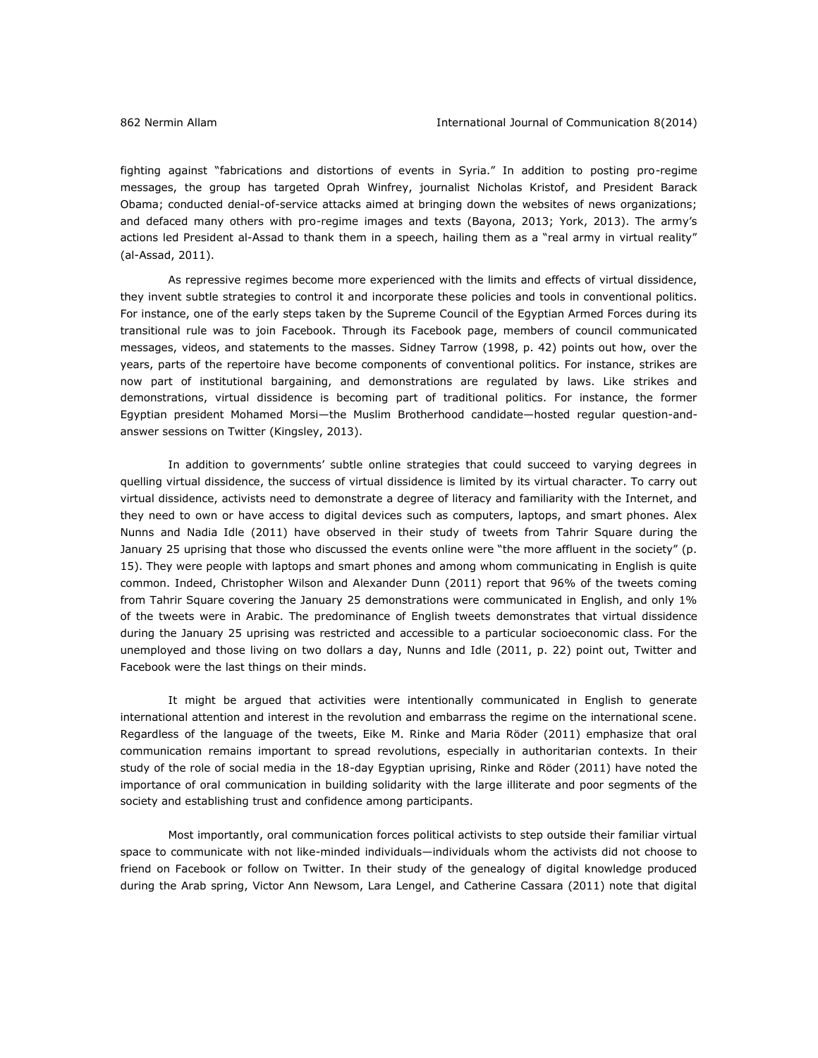fighting against "fabrications and distortions of events in Syria." In addition to posting pro-regime messages, the group has targeted Oprah Winfrey, journalist Nicholas Kristof, and President Barack Obama; conducted denial-of-service attacks aimed at bringing down the websites of news organizations; and defaced many others with pro-regime images and texts (Bayona, 2013; York, 2013). The army's actions led President al-Assad to thank them in a speech, hailing them as a "real army in virtual reality" (al-Assad, 2011).

As repressive regimes become more experienced with the limits and effects of virtual dissidence, they invent subtle strategies to control it and incorporate these policies and tools in conventional politics. For instance, one of the early steps taken by the Supreme Council of the Egyptian Armed Forces during its transitional rule was to join Facebook. Through its Facebook page, members of council communicated messages, videos, and statements to the masses. Sidney Tarrow (1998, p. 42) points out how, over the years, parts of the repertoire have become components of conventional politics. For instance, strikes are now part of institutional bargaining, and demonstrations are regulated by laws. Like strikes and demonstrations, virtual dissidence is becoming part of traditional politics. For instance, the former Egyptian president Mohamed Morsi—the Muslim Brotherhood candidate—hosted regular question-and-answer sessions on Twitter (Kingsley, 2013).

In addition to governments' subtle online strategies that could succeed to varying degrees in quelling virtual dissidence, the success of virtual dissidence is limited by its virtual character. To carry out virtual dissidence, activists need to demonstrate a degree of literacy and familiarity with the Internet, and they need to own or have access to digital devices such as computers, laptops, and smart phones. Alex Nunns and Nadia Idle (2011) have observed in their study of tweets from Tahrir Square during the January 25 uprising that those who discussed the events online were "the more affluent in the society" (p. 15). They were people with laptops and smart phones and among whom communicating in English is quite common. Indeed, Christopher Wilson and Alexander Dunn (2011) report that 96% of the tweets coming from Tahrir Square covering the January 25 demonstrations were communicated in English, and only 1% of the tweets were in Arabic. The predominance of English tweets demonstrates that virtual dissidence during the January 25 uprising was restricted and accessible to a particular socioeconomic class. For the unemployed and those living on two dollars a day, Nunns and Idle (2011, p. 22) point out, Twitter and Facebook were the last things on their minds.

It might be argued that activities were intentionally communicated in English to generate international attention and interest in the revolution and embarrass the regime on the international scene. Regardless of the language of the tweets, Eike M. Rinke and Maria Röder (2011) emphasize that oral communication remains important to spread revolutions, especially in authoritarian contexts. In their study of the role of social media in the 18-day Egyptian uprising, Rinke and Röder (2011) have noted the importance of oral communication in building solidarity with the large illiterate and poor segments of the society and establishing trust and confidence among participants.

Most importantly, oral communication forces political activists to step outside their familiar virtual space to communicate with not like-minded individuals—individuals whom the activists did not choose to friend on Facebook or follow on Twitter. In their study of the genealogy of digital knowledge produced during the Arab spring, Victor Ann Newsom, Lara Lengel, and Catherine Cassara (2011) note that digital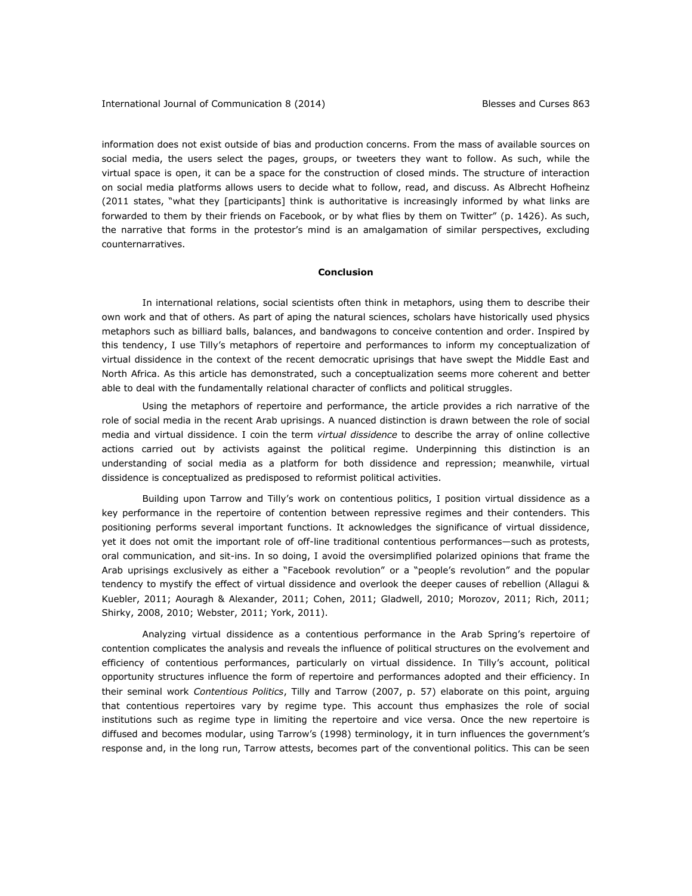information does not exist outside of bias and production concerns. From the mass of available sources on social media, the users select the pages, groups, or tweeters they want to follow. As such, while the virtual space is open, it can be a space for the construction of closed minds. The structure of interaction on social media platforms allows users to decide what to follow, read, and discuss. As Albrecht Hofheinz (2011 states, "what they [participants] think is authoritative is increasingly informed by what links are forwarded to them by their friends on Facebook, or by what flies by them on Twitter" (p. 1426). As such, the narrative that forms in the protestor's mind is an amalgamation of similar perspectives, excluding counternarratives.

## Conclusion

In international relations, social scientists often think in metaphors, using them to describe their own work and that of others. As part of aping the natural sciences, scholars have historically used physics metaphors such as billiard balls, balances, and bandwagons to conceive contention and order. Inspired by this tendency, I use Tilly's metaphors of repertoire and performances to inform my conceptualization of virtual dissidence in the context of the recent democratic uprisings that have swept the Middle East and North Africa. As this article has demonstrated, such a conceptualization seems more coherent and better able to deal with the fundamentally relational character of conflicts and political struggles.

Using the metaphors of repertoire and performance, the article provides a rich narrative of the role of social media in the recent Arab uprisings. A nuanced distinction is drawn between the role of social media and virtual dissidence. I coin the term *virtual dissidence* to describe the array of online collective actions carried out by activists against the political regime. Underpinning this distinction is an understanding of social media as a platform for both dissidence and repression; meanwhile, virtual dissidence is conceptualized as predisposed to reformist political activities.

Building upon Tarrow and Tilly's work on contentious politics, I position virtual dissidence as a key performance in the repertoire of contention between repressive regimes and their contenders. This positioning performs several important functions. It acknowledges the significance of virtual dissidence, yet it does not omit the important role of off-line traditional contentious performances—such as protests, oral communication, and sit-ins. In so doing, I avoid the oversimplified polarized opinions that frame the Arab uprisings exclusively as either a "Facebook revolution" or a "people's revolution" and the popular tendency to mystify the effect of virtual dissidence and overlook the deeper causes of rebellion (Allagui & Kuebler, 2011; Aouragh & Alexander, 2011; Cohen, 2011; Gladwell, 2010; Morozov, 2011; Rich, 2011; Shirky, 2008, 2010; Webster, 2011; York, 2011).

Analyzing virtual dissidence as a contentious performance in the Arab Spring's repertoire of contention complicates the analysis and reveals the influence of political structures on the evolvement and efficiency of contentious performances, particularly on virtual dissidence. In Tilly's account, political opportunity structures influence the form of repertoire and performances adopted and their efficiency. In their seminal work *Contentious Politics*, Tilly and Tarrow (2007, p. 57) elaborate on this point, arguing that contentious repertoires vary by regime type. This account thus emphasizes the role of social institutions such as regime type in limiting the repertoire and vice versa. Once the new repertoire is diffused and becomes modular, using Tarrow's (1998) terminology, it in turn influences the government's response and, in the long run, Tarrow attests, becomes part of the conventional politics. This can be seen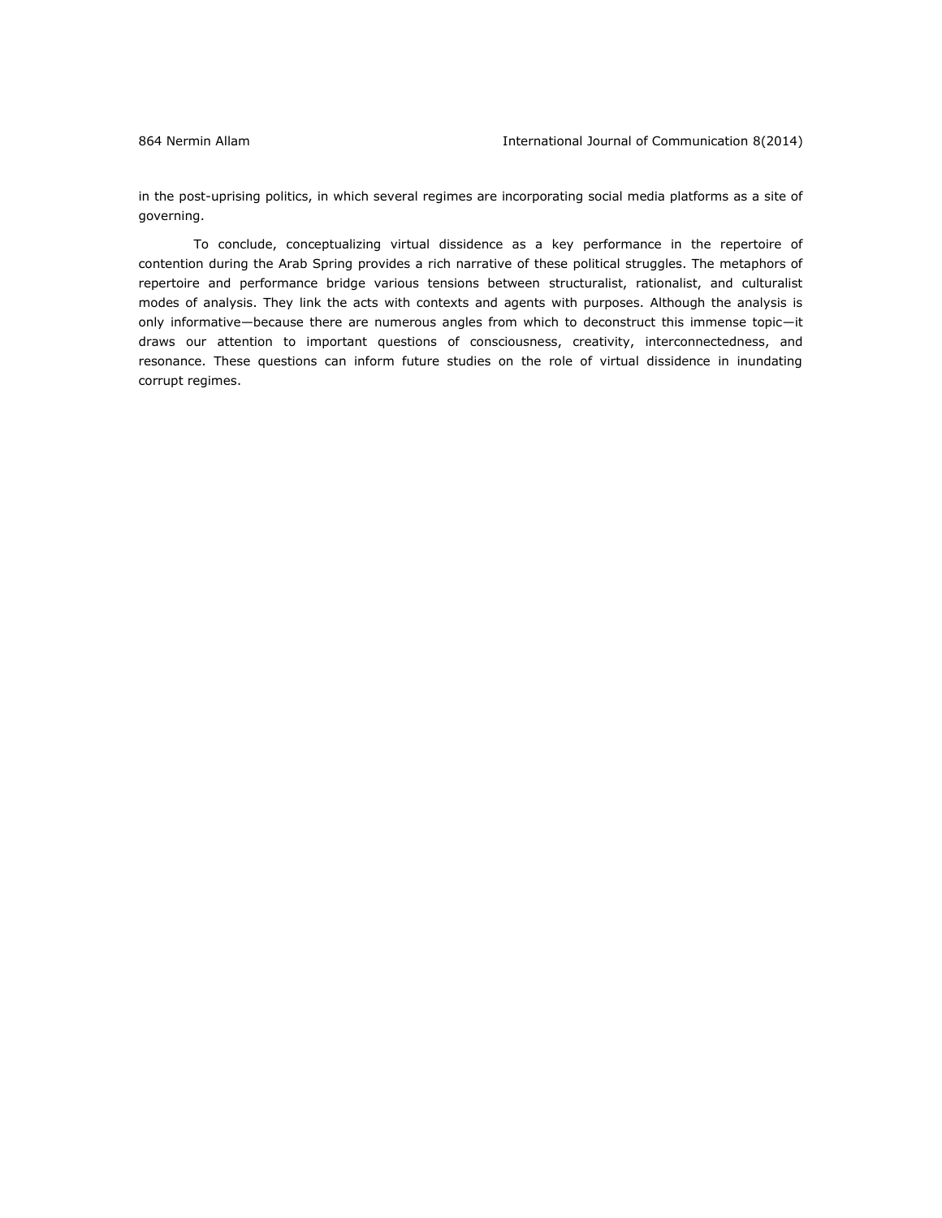in the post-uprising politics, in which several regimes are incorporating social media platforms as a site of governing.

To conclude, conceptualizing virtual dissidence as a key performance in the repertoire of contention during the Arab Spring provides a rich narrative of these political struggles. The metaphors of repertoire and performance bridge various tensions between structuralist, rationalist, and culturalist modes of analysis. They link the acts with contexts and agents with purposes. Although the analysis is only informative—because there are numerous angles from which to deconstruct this immense topic—it draws our attention to important questions of consciousness, creativity, interconnectedness, and resonance. These questions can inform future studies on the role of virtual dissidence in inundating corrupt regimes.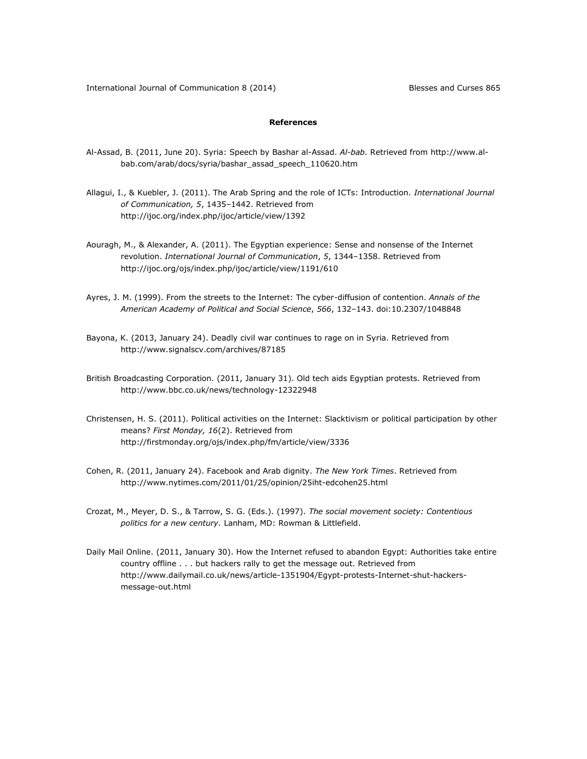## References

Al-Assad, B. (2011, June 20). Syria: Speech by Bashar al-Assad. *Al-bab*. Retrieved from http://www.al-bab.com/arab/docs/syria/bashar_assad_speech_110620.htm

Allagui, I., & Kuebler, J. (2011). The Arab Spring and the role of ICTs: Introduction. *International Journal of Communication, 5*, 1435–1442. Retrieved from http://ijoc.org/index.php/ijoc/article/view/1392

Aouragh, M., & Alexander, A. (2011). The Egyptian experience: Sense and nonsense of the Internet revolution. *International Journal of Communication*, *5*, 1344–1358. Retrieved from http://ijoc.org/ojs/index.php/ijoc/article/view/1191/610

Ayres, J. M. (1999). From the streets to the Internet: The cyber-diffusion of contention. *Annals of the American Academy of Political and Social Science*, *566*, 132–143. doi:10.2307/1048848

Bayona, K. (2013, January 24). Deadly civil war continues to rage on in Syria. Retrieved from http://www.signalscv.com/archives/87185

British Broadcasting Corporation. (2011, January 31). Old tech aids Egyptian protests. Retrieved from http://www.bbc.co.uk/news/technology-12322948

Christensen, H. S. (2011). Political activities on the Internet: Slacktivism or political participation by other means? *First Monday, 16*(2). Retrieved from http://firstmonday.org/ojs/index.php/fm/article/view/3336

Cohen, R. (2011, January 24). Facebook and Arab dignity. *The New York Times*. Retrieved from http://www.nytimes.com/2011/01/25/opinion/25iht-edcohen25.html

Crozat, M., Meyer, D. S., & Tarrow, S. G. (Eds.). (1997). *The social movement society: Contentious politics for a new century.* Lanham, MD: Rowman & Littlefield.

Daily Mail Online. (2011, January 30). How the Internet refused to abandon Egypt: Authorities take entire country offline . . . but hackers rally to get the message out. Retrieved from http://www.dailymail.co.uk/news/article-1351904/Egypt-protests-Internet-shut-hackers-message-out.html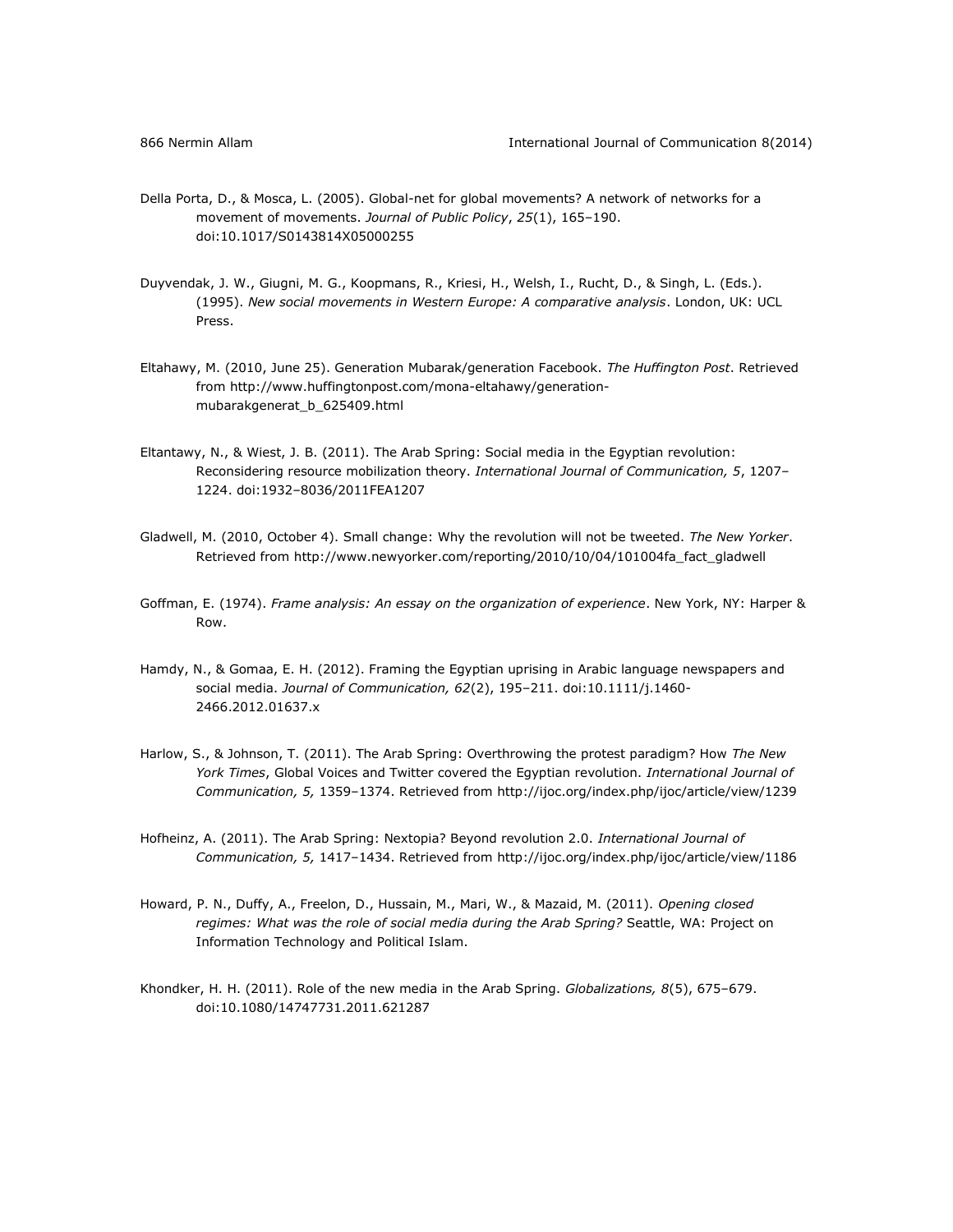Della Porta, D., & Mosca, L. (2005). Global-net for global movements? A network of networks for a movement of movements. *Journal of Public Policy*, *25*(1), 165–190. doi:10.1017/S0143814X05000255

Duyvendak, J. W., Giugni, M. G., Koopmans, R., Kriesi, H., Welsh, I., Rucht, D., & Singh, L. (Eds.). (1995). *New social movements in Western Europe: A comparative analysis*. London, UK: UCL Press.

Eltahawy, M. (2010, June 25). Generation Mubarak/generation Facebook. *The Huffington Post*. Retrieved from http://www.huffingtonpost.com/mona-eltahawy/generation-mubarakgenerat_b_625409.html

Eltantawy, N., & Wiest, J. B. (2011). The Arab Spring: Social media in the Egyptian revolution: Reconsidering resource mobilization theory. *International Journal of Communication, 5*, 1207–1224. doi:1932–8036/2011FEA1207

Gladwell, M. (2010, October 4). Small change: Why the revolution will not be tweeted. *The New Yorker*. Retrieved from http://www.newyorker.com/reporting/2010/10/04/101004fa_fact_gladwell

Goffman, E. (1974). *Frame analysis: An essay on the organization of experience*. New York, NY: Harper & Row.

Hamdy, N., & Gomaa, E. H. (2012). Framing the Egyptian uprising in Arabic language newspapers and social media. *Journal of Communication, 62*(2), 195–211. doi:10.1111/j.1460-2466.2012.01637.x

Harlow, S., & Johnson, T. (2011). The Arab Spring: Overthrowing the protest paradigm? How *The New York Times*, Global Voices and Twitter covered the Egyptian revolution. *International Journal of Communication, 5,* 1359–1374. Retrieved from http://ijoc.org/index.php/ijoc/article/view/1239

Hofheinz, A. (2011). The Arab Spring: Nextopia? Beyond revolution 2.0. *International Journal of Communication, 5,* 1417–1434. Retrieved from http://ijoc.org/index.php/ijoc/article/view/1186

Howard, P. N., Duffy, A., Freelon, D., Hussain, M., Mari, W., & Mazaid, M. (2011). *Opening closed regimes: What was the role of social media during the Arab Spring?* Seattle, WA: Project on Information Technology and Political Islam.

Khondker, H. H. (2011). Role of the new media in the Arab Spring. *Globalizations, 8*(5), 675–679. doi:10.1080/14747731.2011.621287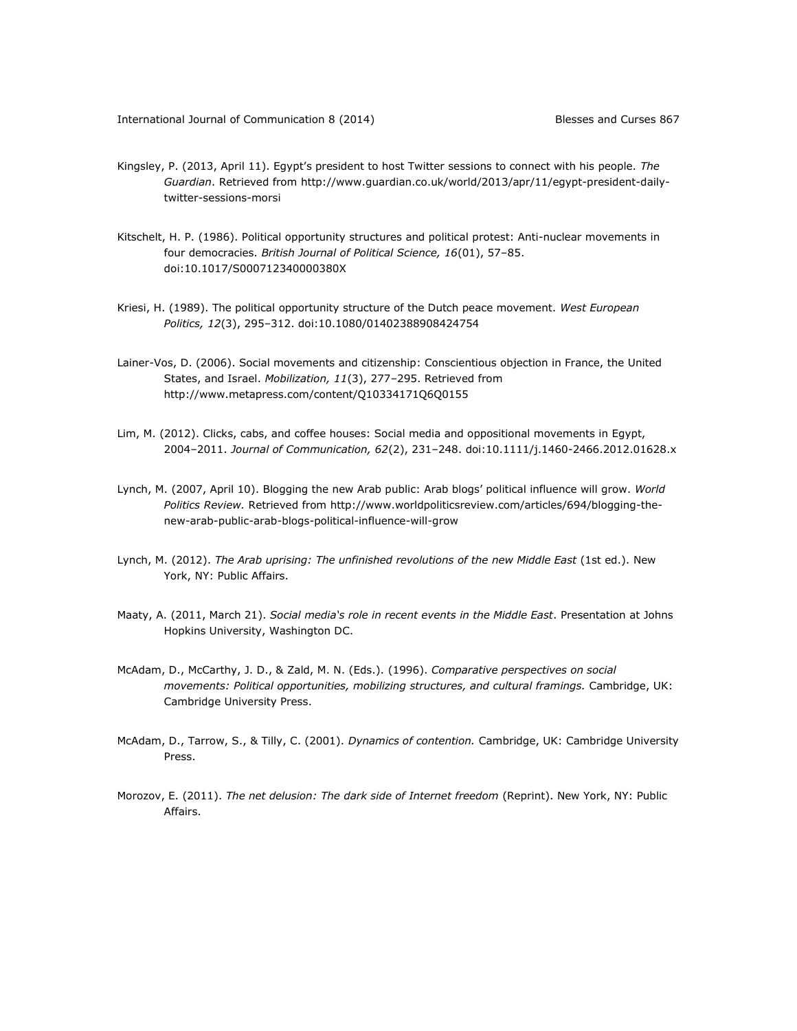Kingsley, P. (2013, April 11). Egypt's president to host Twitter sessions to connect with his people. *The Guardian*. Retrieved from http://www.guardian.co.uk/world/2013/apr/11/egypt-president-daily-twitter-sessions-morsi

Kitschelt, H. P. (1986). Political opportunity structures and political protest: Anti-nuclear movements in four democracies. *British Journal of Political Science, 16*(01), 57–85. doi:10.1017/S000712340000380X

Kriesi, H. (1989). The political opportunity structure of the Dutch peace movement. *West European Politics, 12*(3), 295–312. doi:10.1080/01402388908424754

Lainer-Vos, D. (2006). Social movements and citizenship: Conscientious objection in France, the United States, and Israel. *Mobilization, 11*(3), 277–295. Retrieved from http://www.metapress.com/content/Q10334171Q6Q0155

Lim, M. (2012). Clicks, cabs, and coffee houses: Social media and oppositional movements in Egypt, 2004–2011. *Journal of Communication, 62*(2), 231–248. doi:10.1111/j.1460-2466.2012.01628.x

Lynch, M. (2007, April 10). Blogging the new Arab public: Arab blogs' political influence will grow. *World Politics Review.* Retrieved from http://www.worldpoliticsreview.com/articles/694/blogging-the-new-arab-public-arab-blogs-political-influence-will-grow

Lynch, M. (2012). *The Arab uprising: The unfinished revolutions of the new Middle East* (1st ed.). New York, NY: Public Affairs.

Maaty, A. (2011, March 21). *Social media's role in recent events in the Middle East*. Presentation at Johns Hopkins University, Washington DC.

McAdam, D., McCarthy, J. D., & Zald, M. N. (Eds.). (1996). *Comparative perspectives on social movements: Political opportunities, mobilizing structures, and cultural framings.* Cambridge, UK: Cambridge University Press.

McAdam, D., Tarrow, S., & Tilly, C. (2001). *Dynamics of contention.* Cambridge, UK: Cambridge University Press.

Morozov, E. (2011). *The net delusion: The dark side of Internet freedom* (Reprint). New York, NY: Public Affairs.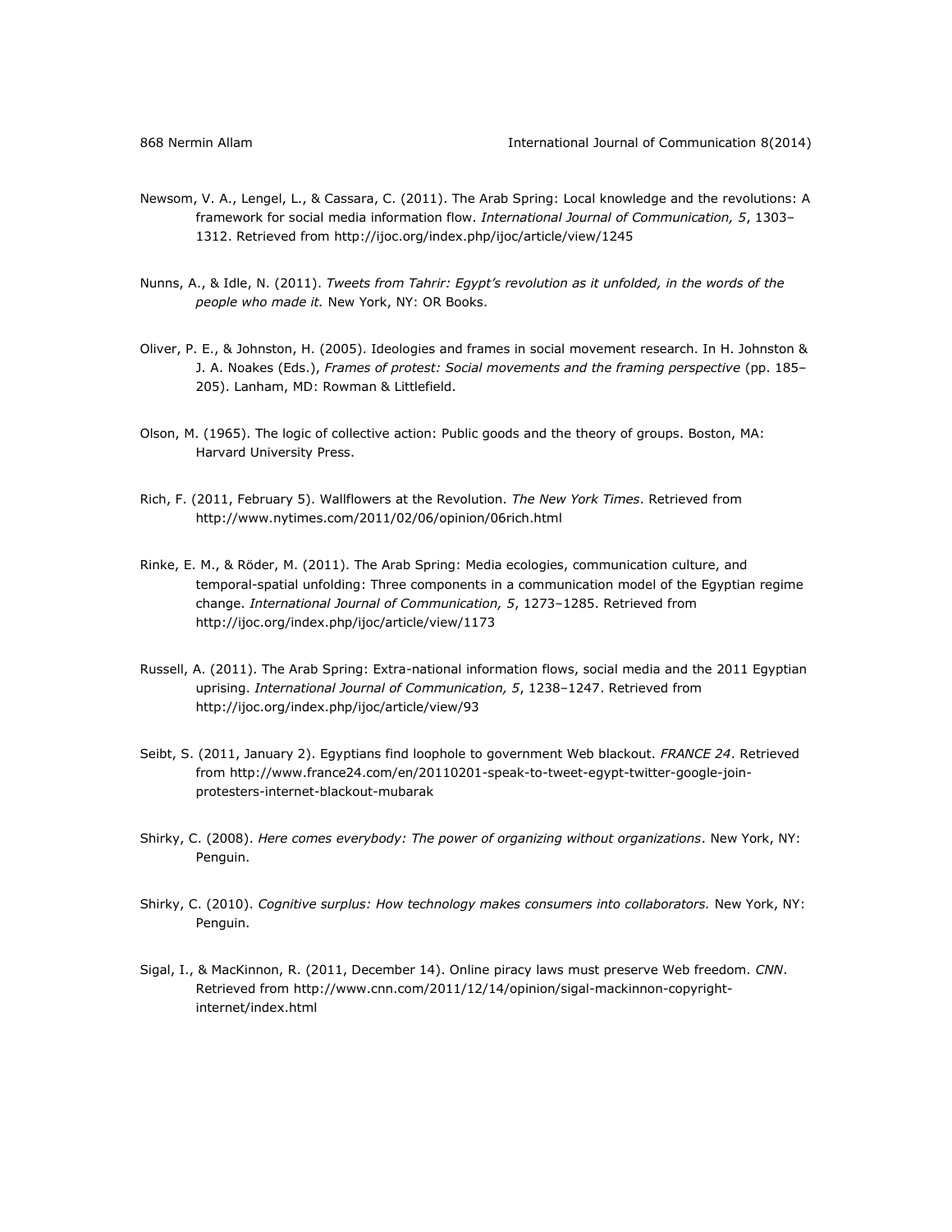Newsom, V. A., Lengel, L., & Cassara, C. (2011). The Arab Spring: Local knowledge and the revolutions: A framework for social media information flow. *International Journal of Communication, 5*, 1303–1312. Retrieved from http://ijoc.org/index.php/ijoc/article/view/1245

Nunns, A., & Idle, N. (2011). *Tweets from Tahrir: Egypt's revolution as it unfolded, in the words of the people who made it.* New York, NY: OR Books.

Oliver, P. E., & Johnston, H. (2005). Ideologies and frames in social movement research. In H. Johnston & J. A. Noakes (Eds.), *Frames of protest: Social movements and the framing perspective* (pp. 185–205). Lanham, MD: Rowman & Littlefield.

Olson, M. (1965). The logic of collective action: Public goods and the theory of groups. Boston, MA: Harvard University Press.

Rich, F. (2011, February 5). Wallflowers at the Revolution. *The New York Times*. Retrieved from http://www.nytimes.com/2011/02/06/opinion/06rich.html

Rinke, E. M., & Röder, M. (2011). The Arab Spring: Media ecologies, communication culture, and temporal-spatial unfolding: Three components in a communication model of the Egyptian regime change. *International Journal of Communication, 5*, 1273–1285. Retrieved from http://ijoc.org/index.php/ijoc/article/view/1173

Russell, A. (2011). The Arab Spring: Extra-national information flows, social media and the 2011 Egyptian uprising. *International Journal of Communication, 5*, 1238–1247. Retrieved from http://ijoc.org/index.php/ijoc/article/view/93

Seibt, S. (2011, January 2). Egyptians find loophole to government Web blackout. *FRANCE 24*. Retrieved from http://www.france24.com/en/20110201-speak-to-tweet-egypt-twitter-google-join-protesters-internet-blackout-mubarak

Shirky, C. (2008). *Here comes everybody: The power of organizing without organizations*. New York, NY: Penguin.

Shirky, C. (2010). *Cognitive surplus: How technology makes consumers into collaborators.* New York, NY: Penguin.

Sigal, I., & MacKinnon, R. (2011, December 14). Online piracy laws must preserve Web freedom. *CNN*. Retrieved from http://www.cnn.com/2011/12/14/opinion/sigal-mackinnon-copyright-internet/index.html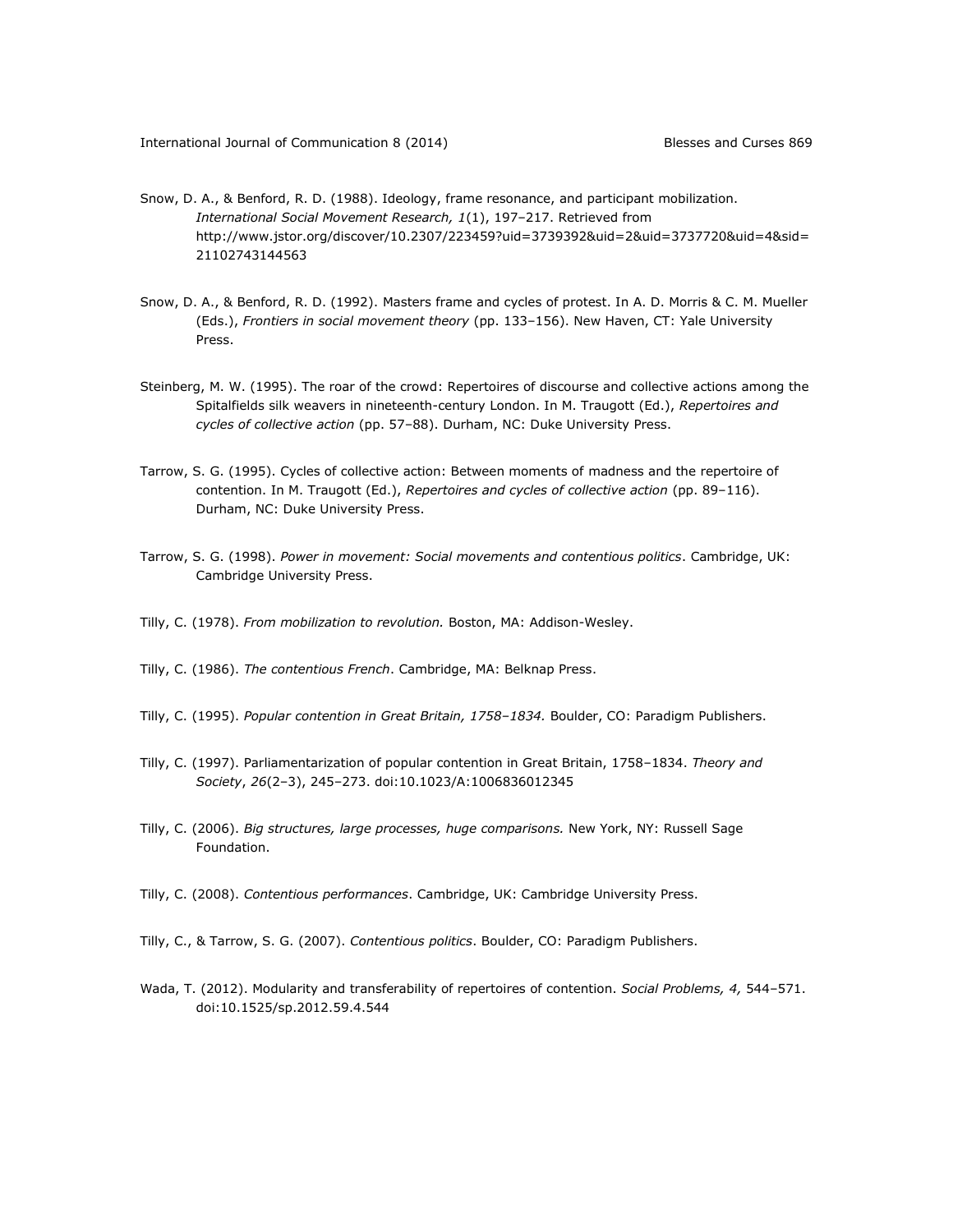Snow, D. A., & Benford, R. D. (1988). Ideology, frame resonance, and participant mobilization. *International Social Movement Research, 1*(1), 197–217. Retrieved from http://www.jstor.org/discover/10.2307/223459?uid=3739392&uid=2&uid=3737720&uid=4&sid=21102743144563

Snow, D. A., & Benford, R. D. (1992). Masters frame and cycles of protest. In A. D. Morris & C. M. Mueller (Eds.), *Frontiers in social movement theory* (pp. 133–156). New Haven, CT: Yale University Press.

Steinberg, M. W. (1995). The roar of the crowd: Repertoires of discourse and collective actions among the Spitalfields silk weavers in nineteenth-century London. In M. Traugott (Ed.), *Repertoires and cycles of collective action* (pp. 57–88). Durham, NC: Duke University Press.

Tarrow, S. G. (1995). Cycles of collective action: Between moments of madness and the repertoire of contention. In M. Traugott (Ed.), *Repertoires and cycles of collective action* (pp. 89–116). Durham, NC: Duke University Press.

Tarrow, S. G. (1998). *Power in movement: Social movements and contentious politics*. Cambridge, UK: Cambridge University Press.

Tilly, C. (1978). *From mobilization to revolution.* Boston, MA: Addison-Wesley.

Tilly, C. (1986). *The contentious French*. Cambridge, MA: Belknap Press.

Tilly, C. (1995). *Popular contention in Great Britain, 1758–1834.* Boulder, CO: Paradigm Publishers.

Tilly, C. (1997). Parliamentarization of popular contention in Great Britain, 1758–1834. *Theory and Society*, *26*(2–3), 245–273. doi:10.1023/A:1006836012345

Tilly, C. (2006). *Big structures, large processes, huge comparisons.* New York, NY: Russell Sage Foundation.

Tilly, C. (2008). *Contentious performances*. Cambridge, UK: Cambridge University Press.

Tilly, C., & Tarrow, S. G. (2007). *Contentious politics*. Boulder, CO: Paradigm Publishers.

Wada, T. (2012). Modularity and transferability of repertoires of contention. *Social Problems, 4,* 544–571. doi:10.1525/sp.2012.59.4.544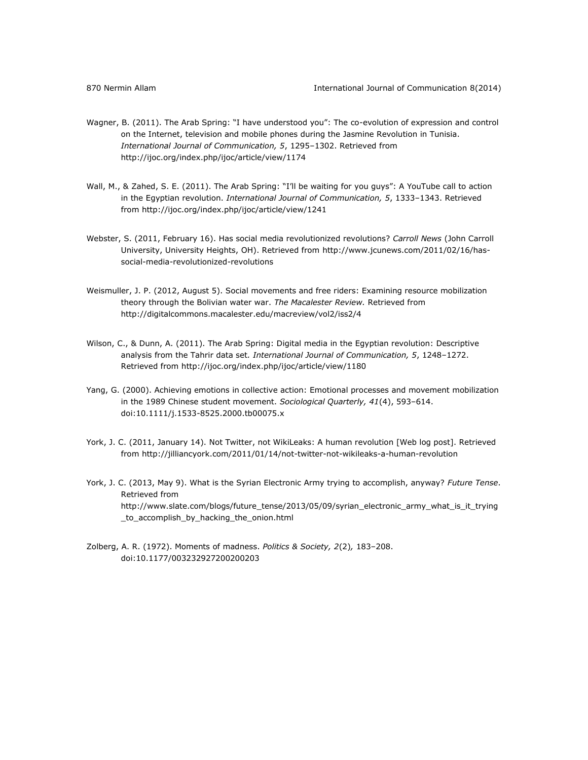Wagner, B. (2011). The Arab Spring: "I have understood you": The co-evolution of expression and control on the Internet, television and mobile phones during the Jasmine Revolution in Tunisia. *International Journal of Communication, 5*, 1295–1302. Retrieved from http://ijoc.org/index.php/ijoc/article/view/1174

Wall, M., & Zahed, S. E. (2011). The Arab Spring: "I'll be waiting for you guys": A YouTube call to action in the Egyptian revolution. *International Journal of Communication, 5*, 1333–1343. Retrieved from http://ijoc.org/index.php/ijoc/article/view/1241

Webster, S. (2011, February 16). Has social media revolutionized revolutions? *Carroll News* (John Carroll University, University Heights, OH). Retrieved from http://www.jcunews.com/2011/02/16/has-social-media-revolutionized-revolutions

Weismuller, J. P. (2012, August 5). Social movements and free riders: Examining resource mobilization theory through the Bolivian water war. *The Macalester Review.* Retrieved from http://digitalcommons.macalester.edu/macreview/vol2/iss2/4

Wilson, C., & Dunn, A. (2011). The Arab Spring: Digital media in the Egyptian revolution: Descriptive analysis from the Tahrir data set*. International Journal of Communication, 5*, 1248–1272. Retrieved from http://ijoc.org/index.php/ijoc/article/view/1180

Yang, G. (2000). Achieving emotions in collective action: Emotional processes and movement mobilization in the 1989 Chinese student movement. *Sociological Quarterly, 41*(4), 593–614. doi:10.1111/j.1533-8525.2000.tb00075.x

York, J. C. (2011, January 14). Not Twitter, not WikiLeaks: A human revolution [Web log post]. Retrieved from http://jilliancyork.com/2011/01/14/not-twitter-not-wikileaks-a-human-revolution

York, J. C. (2013, May 9). What is the Syrian Electronic Army trying to accomplish, anyway? *Future Tense*. Retrieved from http://www.slate.com/blogs/future_tense/2013/05/09/syrian_electronic_army_what_is_it_trying_to_accomplish_by_hacking_the_onion.html

Zolberg, A. R. (1972). Moments of madness. *Politics & Society, 2*(2)*,* 183–208. doi:10.1177/003232927200200203